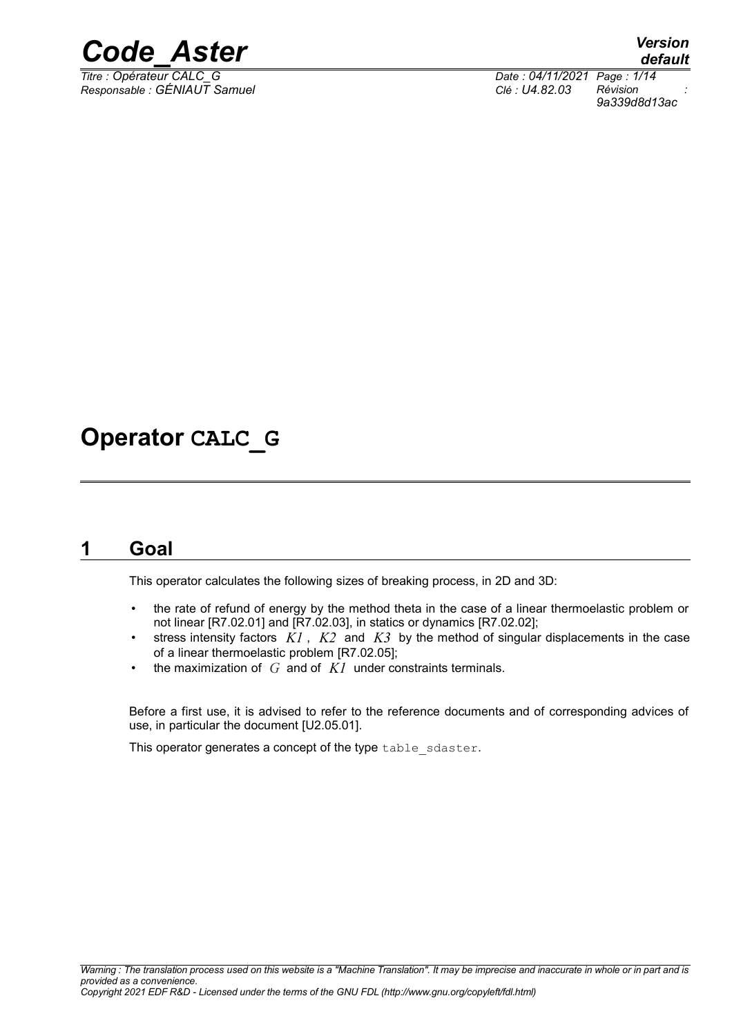# Operator CALC_G

## 1 Goal

This operator calculates the following sizes of breaking process, in 2D and 3D:

- the rate of refund of energy by the method theta in the case of a linear thermoelastic problem or not linear [R7.02.01] and [R7.02.03], in statics or dynamics [R7.02.02];
- stress intensity factors $K1$ , $K2$ and $K3$ by the method of singular displacements in the case of a linear thermoelastic problem [R7.02.05];
- the maximization of $G$ and of $K1$ under constraints terminals.

Before a first use, it is advised to refer to the reference documents and of corresponding advices of use, in particular the document [U2.05.01].

This operator generates a concept of the type `table_sdaster`.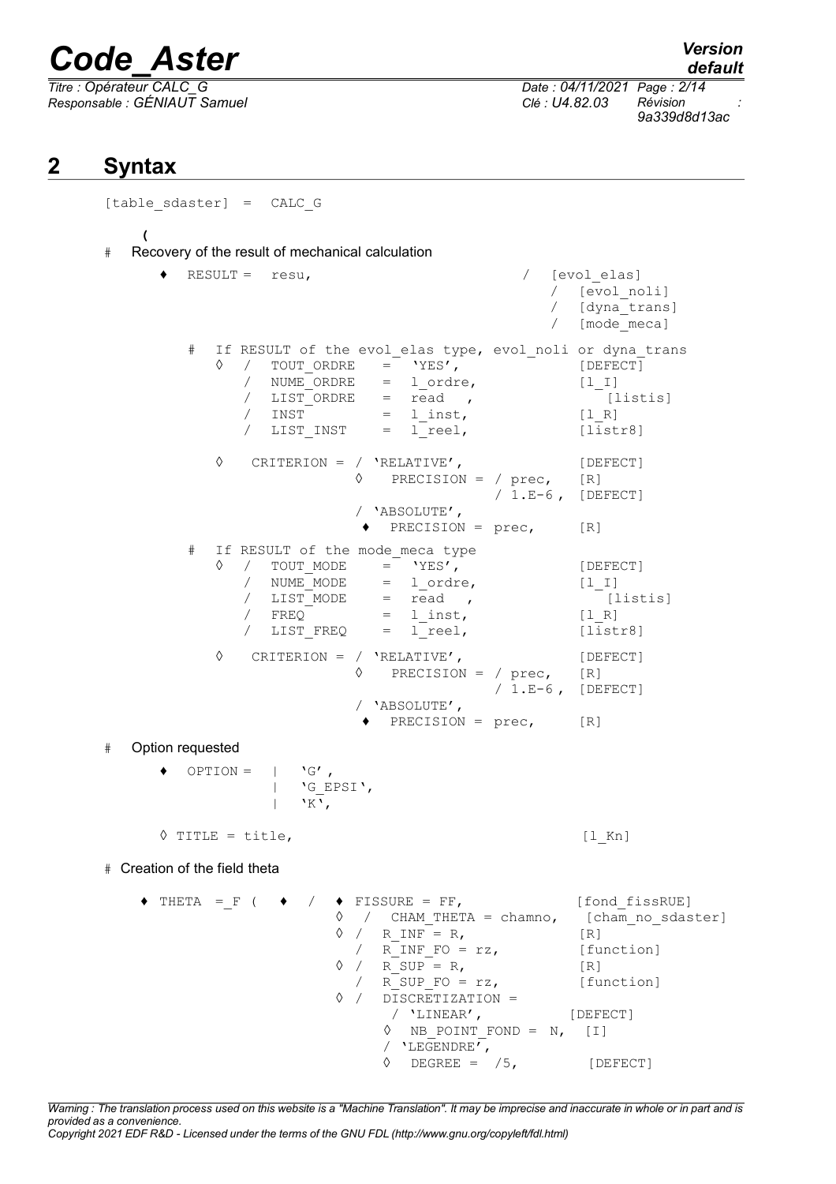## 2 Syntax

```
[table_sdaster] =  CALC_G

    (
#   Recovery of the result of mechanical calculation

      ♦  RESULT =  resu,                         /  [evol_elas]
                                                 /  [evol_noli]
                                                 /  [dyna_trans]
                                                 /  [mode_meca]

         #  If RESULT of the evol_elas type, evol_noli or dyna_trans
            ◊  /  TOUT_ORDRE   =  'YES',                 [DEFECT]
               /  NUME_ORDRE   =  l_ordre,               [l_I]
               /  LIST_ORDRE   =  read  ,                  [listis]
               /  INST         =  l_inst,                [l_R]
               /  LIST_INST    =  l_reel,                [listr8]

            ◊   CRITERION = / 'RELATIVE',                [DEFECT]
                          ◊   PRECISION = / prec,    [R]
                                          / 1.E-6 ,  [DEFECT]
                          / 'ABSOLUTE',
                           ♦  PRECISION = prec,      [R]

         #  If RESULT of the mode_meca type
            ◊  /  TOUT_MODE    =  'YES',                 [DEFECT]
               /  NUME_MODE    =  l_ordre,               [l_I]
               /  LIST_MODE    =  read  ,                  [listis]
               /  FREQ         =  l_inst,                [l_R]
               /  LIST_FREQ    =  l_reel,                [listr8]

            ◊   CRITERION = / 'RELATIVE',                [DEFECT]
                          ◊   PRECISION = / prec,    [R]
                                          / 1.E-6 ,  [DEFECT]
                          / 'ABSOLUTE',
                           ♦  PRECISION = prec,      [R]

#   Option requested

      ♦  OPTION =  |   'G',
                   |   'G_EPSI',
                   |   'K',

      ◊ TITLE = title,                                   [l_Kn]

# Creation of the field theta

   ♦ THETA  =_F (   ♦   /   ♦ FISSURE = FF,             [fond_fissRUE]
                            ◊  /  CHAM_THETA = chamno,   [cham_no_sdaster]
                            ◊ /  R_INF = R,              [R]
                              /  R_INF_FO = rz,          [function]
                            ◊ /  R_SUP = R,              [R]
                              /  R_SUP_FO = rz,          [function]
                            ◊ /  DISCRETIZATION =
                                  / 'LINEAR',          [DEFECT]
                                 ◊  NB_POINT_FOND =  N,  [I]
                                 / 'LEGENDRE',
                                 ◊   DEGREE =  /5,         [DEFECT]
```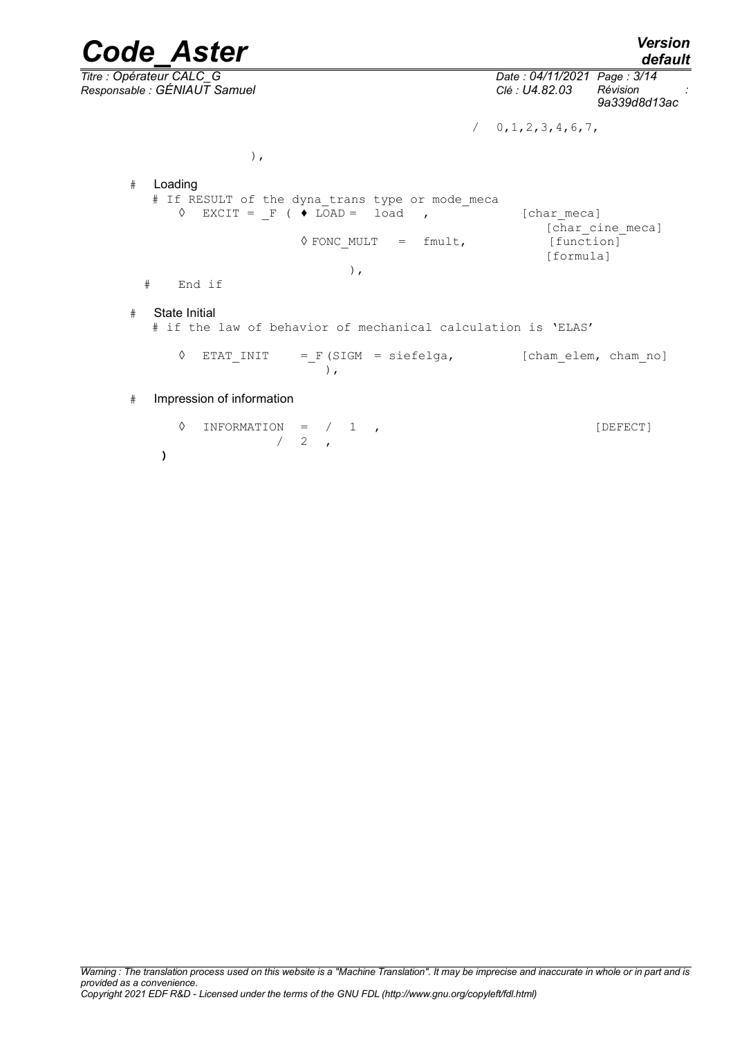```
                                              /  0,1,2,3,4,6,7,

              ),

#   Loading
   # If RESULT of the dyna_trans type or mode_meca
      ◊  EXCIT = _F ( ♦ LOAD =  load   ,            [char_meca]
                                                       [char_cine_meca]
                      ◊ FONC_MULT   =  fmult,          [function]
                                                       [formula]
                             ),
  #    End if

#   State Initial
   # if the law of behavior of mechanical calculation is 'ELAS'

      ◊  ETAT_INIT    = _F(SIGM = siefelga,         [cham_elem, cham_no]
                         ),

#   Impression of information

      ◊  INFORMATION  =  /  1  ,                                [DEFECT]
                 /  2  ,
    )
```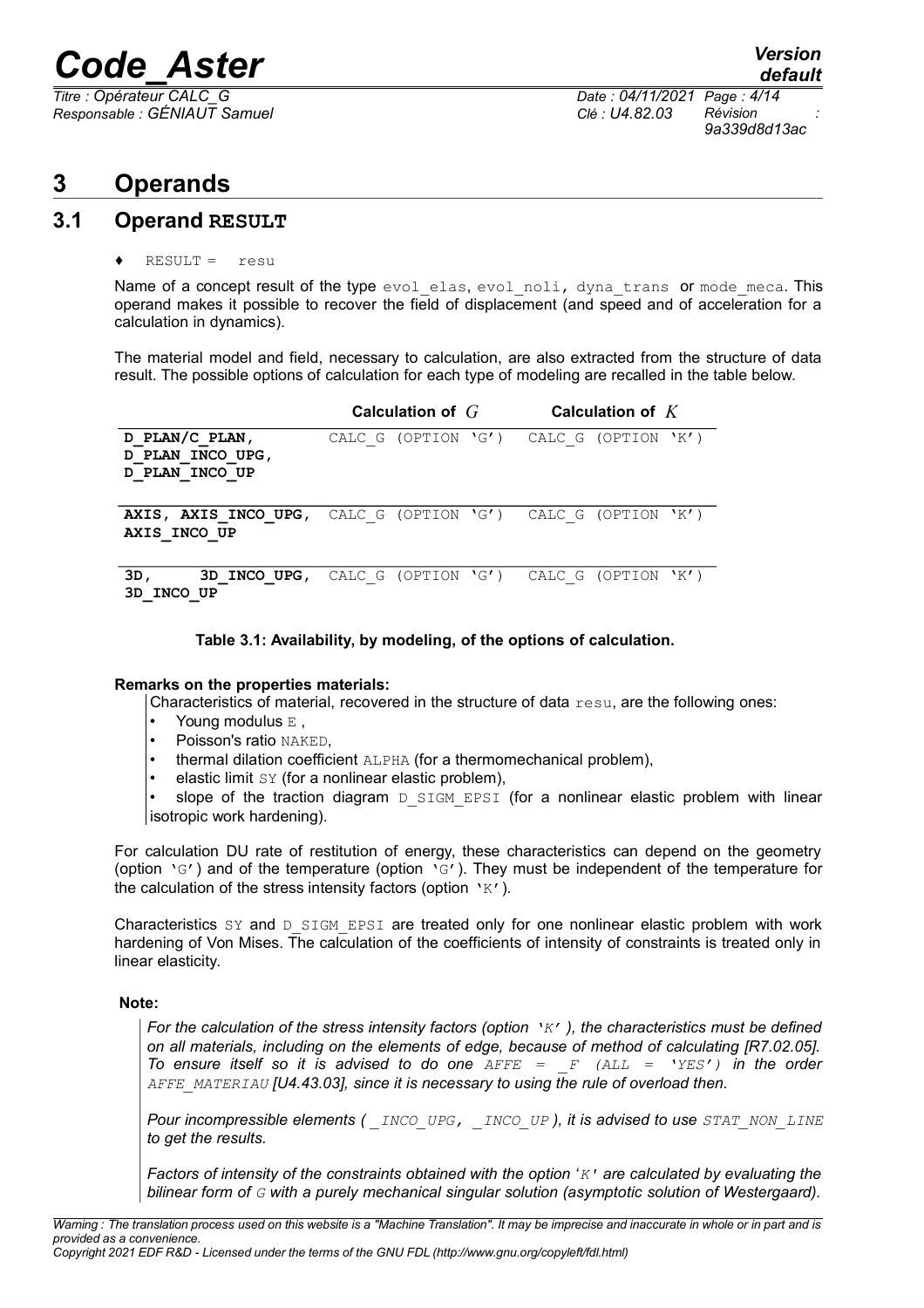# 3 Operands

## 3.1 Operand RESULT

♦ RESULT = resu

Name of a concept result of the type evol_elas, evol_noli, dyna_trans or mode_meca. This operand makes it possible to recover the field of displacement (and speed and of acceleration for a calculation in dynamics).

The material model and field, necessary to calculation, are also extracted from the structure of data result. The possible options of calculation for each type of modeling are recalled in the table below.

| | Calculation of $G$ | Calculation of $K$ |
|---|---|---|
| **D_PLAN/C_PLAN, D_PLAN_INCO_UPG, D_PLAN_INCO_UP** | CALC_G (OPTION 'G') | CALC_G (OPTION 'K') |
| **AXIS, AXIS_INCO_UPG, AXIS_INCO_UP** | CALC_G (OPTION 'G') | CALC_G (OPTION 'K') |
| **3D, 3D_INCO_UPG, 3D_INCO_UP** | CALC_G (OPTION 'G') | CALC_G (OPTION 'K') |

**Table 3.1: Availability, by modeling, of the options of calculation.**

**Remarks on the properties materials:**

Characteristics of material, recovered in the structure of data resu, are the following ones:

- Young modulus E ,
- Poisson's ratio NAKED,
- thermal dilation coefficient ALPHA (for a thermomechanical problem),
- elastic limit SY (for a nonlinear elastic problem),
- slope of the traction diagram D_SIGM_EPSI (for a nonlinear elastic problem with linear isotropic work hardening).

For calculation DU rate of restitution of energy, these characteristics can depend on the geometry (option 'G') and of the temperature (option 'G'). They must be independent of the temperature for the calculation of the stress intensity factors (option 'K').

Characteristics SY and D_SIGM_EPSI are treated only for one nonlinear elastic problem with work hardening of Von Mises. The calculation of the coefficients of intensity of constraints is treated only in linear elasticity.

**Note:**

*For the calculation of the stress intensity factors (option 'K' ), the characteristics must be defined on all materials, including on the elements of edge, because of method of calculating [R7.02.05]. To ensure itself so it is advised to do one AFFE = _F (ALL = 'YES') in the order AFFE_MATERIAU [U4.43.03], since it is necessary to using the rule of overload then.*

*Pour incompressible elements ( _INCO_UPG, _INCO_UP ), it is advised to use STAT_NON_LINE to get the results.*

*Factors of intensity of the constraints obtained with the option 'K' are calculated by evaluating the bilinear form of G with a purely mechanical singular solution (asymptotic solution of Westergaard).*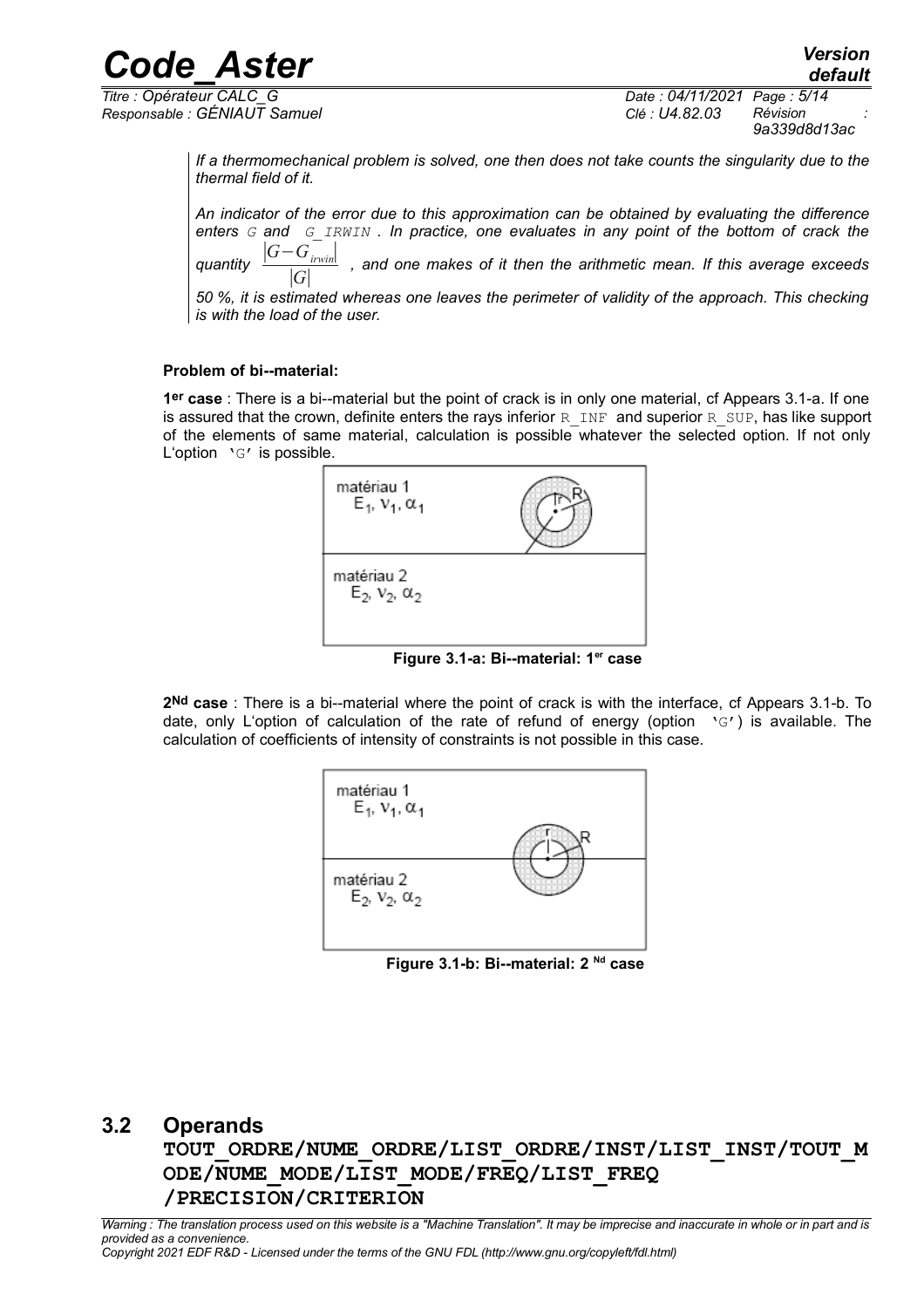*If a thermomechanical problem is solved, one then does not take counts the singularity due to the thermal field of it.*

*An indicator of the error due to this approximation can be obtained by evaluating the difference enters $G$ and $G\_IRWIN$. In practice, one evaluates in any point of the bottom of crack the quantity $\frac{|G-G_{irwin}|}{|G|}$, and one makes of it then the arithmetic mean. If this average exceeds 50 %, it is estimated whereas one leaves the perimeter of validity of the approach. This checking is with the load of the user.*

**Problem of bi--material:**

**1er case** : There is a bi--material but the point of crack is in only one material, cf Appears 3.1-a. If one is assured that the crown, definite enters the rays inferior R_INF and superior R_SUP, has like support of the elements of same material, calculation is possible whatever the selected option. If not only L'option 'G' is possible.

matériau 1
$E_1, \nu_1, \alpha_1$

matériau 2
$E_2, \nu_2, \alpha_2$

**Figure 3.1-a: Bi--material: 1er case**

**2Nd case** : There is a bi--material where the point of crack is with the interface, cf Appears 3.1-b. To date, only L'option of calculation of the rate of refund of energy (option 'G') is available. The calculation of coefficients of intensity of constraints is not possible in this case.

matériau 1
$E_1, \nu_1, \alpha_1$

matériau 2
$E_2, \nu_2, \alpha_2$

**Figure 3.1-b: Bi--material: 2 Nd case**

## 3.2 Operands TOUT_ORDRE/NUME_ORDRE/LIST_ORDRE/INST/LIST_INST/TOUT_MODE/NUME_MODE/LIST_MODE/FREQ/LIST_FREQ /PRECISION/CRITERION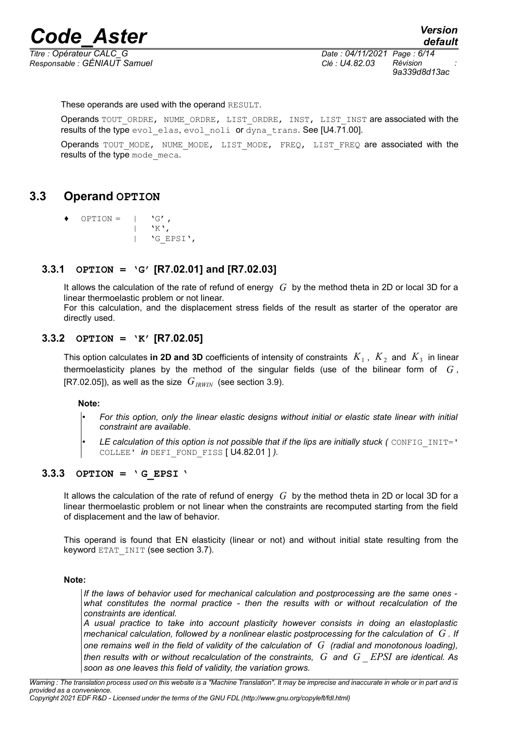These operands are used with the operand `RESULT`.

Operands `TOUT_ORDRE, NUME_ORDRE, LIST_ORDRE, INST, LIST_INST` are associated with the results of the type `evol_elas`, `evol_noli` or `dyna_trans`. See [U4.71.00].

Operands `TOUT_MODE, NUME_MODE, LIST_MODE, FREQ, LIST_FREQ` are associated with the results of the type `mode_meca`.

## 3.3 Operand OPTION

```
♦ OPTION = | 'G',
           | 'K',
           | 'G_EPSI',
```

### 3.3.1 OPTION = 'G' [R7.02.01] and [R7.02.03]

It allows the calculation of the rate of refund of energy $G$ by the method theta in 2D or local 3D for a linear thermoelastic problem or not linear.
For this calculation, and the displacement stress fields of the result as starter of the operator are directly used.

### 3.3.2 OPTION = 'K' [R7.02.05]

This option calculates **in 2D and 3D** coefficients of intensity of constraints $K_1$, $K_2$ and $K_3$ in linear thermoelasticity planes by the method of the singular fields (use of the bilinear form of $G$, [R7.02.05]), as well as the size $G_{IRWIN}$ (see section 3.9).

**Note:**

- *For this option, only the linear elastic designs without initial or elastic state linear with initial constraint are available.*
- *LE calculation of this option is not possible that if the lips are initially stuck (* `CONFIG_INIT='COLLEE'` *in* `DEFI_FOND_FISS` *[ U4.82.01 ] ).*

### 3.3.3 OPTION = ' G_EPSI '

It allows the calculation of the rate of refund of energy $G$ by the method theta in 2D or local 3D for a linear thermoelastic problem or not linear when the constraints are recomputed starting from the field of displacement and the law of behavior.

This operand is found that EN elasticity (linear or not) and without initial state resulting from the keyword `ETAT_INIT` (see section 3.7).

**Note:**

*If the laws of behavior used for mechanical calculation and postprocessing are the same ones - what constitutes the normal practice - then the results with or without recalculation of the constraints are identical.*
*A usual practice to take into account plasticity however consists in doing an elastoplastic mechanical calculation, followed by a nonlinear elastic postprocessing for the calculation of $G$. If one remains well in the field of validity of the calculation of $G$ (radial and monotonous loading), then results with or without recalculation of the constraints, $G$ and $G\_EPSI$ are identical. As soon as one leaves this field of validity, the variation grows.*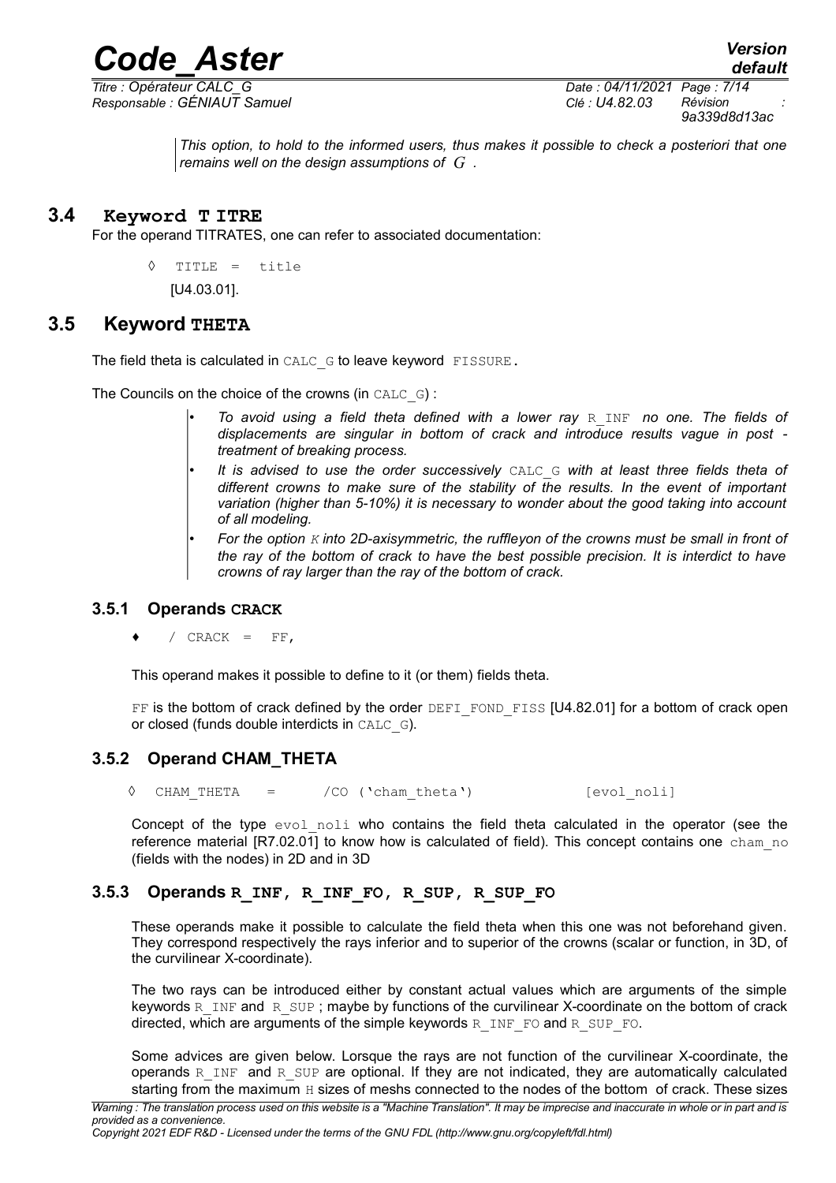*This option, to hold to the informed users, thus makes it possible to check a posteriori that one remains well on the design assumptions of $G$ .*

## 3.4 Keyword T ITRE

For the operand TITRATES, one can refer to associated documentation:

◊ TITLE = title

[U4.03.01].

## 3.5 Keyword THETA

The field theta is calculated in CALC_G to leave keyword FISSURE.

The Councils on the choice of the crowns (in CALC_G) :

- *To avoid using a field theta defined with a lower ray R_INF no one. The fields of displacements are singular in bottom of crack and introduce results vague in post - treatment of breaking process.*
- *It is advised to use the order successively CALC_G with at least three fields theta of different crowns to make sure of the stability of the results. In the event of important variation (higher than 5-10%) it is necessary to wonder about the good taking into account of all modeling.*
- *For the option K into 2D-axisymmetric, the ruffleyon of the crowns must be small in front of the ray of the bottom of crack to have the best possible precision. It is interdict to have crowns of ray larger than the ray of the bottom of crack.*

### 3.5.1 Operands CRACK

♦ / CRACK = FF,

This operand makes it possible to define to it (or them) fields theta.

FF is the bottom of crack defined by the order DEFI_FOND_FISS [U4.82.01] for a bottom of crack open or closed (funds double interdicts in CALC_G).

### 3.5.2 Operand CHAM_THETA

◊ CHAM_THETA = /CO ('cham_theta') [evol_noli]

Concept of the type evol_noli who contains the field theta calculated in the operator (see the reference material [R7.02.01] to know how is calculated of field). This concept contains one cham_no (fields with the nodes) in 2D and in 3D

### 3.5.3 Operands R_INF, R_INF_FO, R_SUP, R_SUP_FO

These operands make it possible to calculate the field theta when this one was not beforehand given. They correspond respectively the rays inferior and to superior of the crowns (scalar or function, in 3D, of the curvilinear X-coordinate).

The two rays can be introduced either by constant actual values which are arguments of the simple keywords R_INF and R_SUP ; maybe by functions of the curvilinear X-coordinate on the bottom of crack directed, which are arguments of the simple keywords R_INF_FO and R_SUP_FO.

Some advices are given below. Lorsque the rays are not function of the curvilinear X-coordinate, the operands R_INF and R_SUP are optional. If they are not indicated, they are automatically calculated starting from the maximum H sizes of meshs connected to the nodes of the bottom of crack. These sizes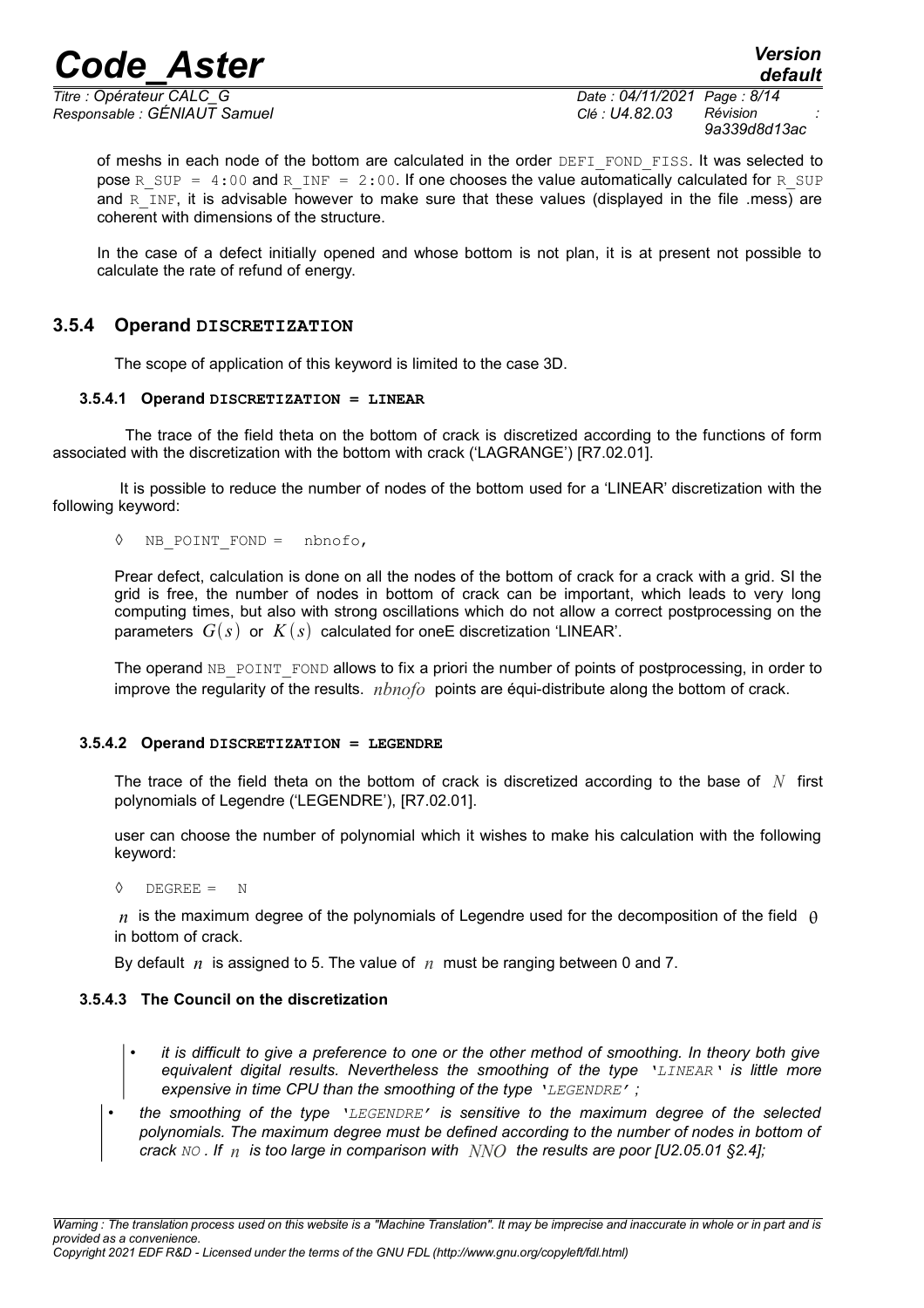of meshs in each node of the bottom are calculated in the order DEFI_FOND_FISS. It was selected to pose R_SUP = 4:00 and R_INF = 2:00. If one chooses the value automatically calculated for R_SUP and R_INF, it is advisable however to make sure that these values (displayed in the file .mess) are coherent with dimensions of the structure.

In the case of a defect initially opened and whose bottom is not plan, it is at present not possible to calculate the rate of refund of energy.

### 3.5.4 Operand DISCRETIZATION

The scope of application of this keyword is limited to the case 3D.

#### 3.5.4.1 Operand DISCRETIZATION = LINEAR

The trace of the field theta on the bottom of crack is discretized according to the functions of form associated with the discretization with the bottom with crack ('LAGRANGE') [R7.02.01].

It is possible to reduce the number of nodes of the bottom used for a 'LINEAR' discretization with the following keyword:

```
◊   NB_POINT_FOND =   nbnofo,
```

Prear defect, calculation is done on all the nodes of the bottom of crack for a crack with a grid. SI the grid is free, the number of nodes in bottom of crack can be important, which leads to very long computing times, but also with strong oscillations which do not allow a correct postprocessing on the parameters $G(s)$ or $K(s)$ calculated for oneE discretization 'LINEAR'.

The operand NB_POINT_FOND allows to fix a priori the number of points of postprocessing, in order to improve the regularity of the results. $nbnofo$ points are équi-distribute along the bottom of crack.

#### 3.5.4.2 Operand DISCRETIZATION = LEGENDRE

The trace of the field theta on the bottom of crack is discretized according to the base of $N$ first polynomials of Legendre ('LEGENDRE'), [R7.02.01].

user can choose the number of polynomial which it wishes to make his calculation with the following keyword:

```
◊   DEGREE =   N
```

$n$ is the maximum degree of the polynomials of Legendre used for the decomposition of the field $\theta$ in bottom of crack.

By default $n$ is assigned to 5. The value of $n$ must be ranging between 0 and 7.

#### 3.5.4.3 The Council on the discretization

- *it is difficult to give a preference to one or the other method of smoothing. In theory both give equivalent digital results. Nevertheless the smoothing of the type 'LINEAR' is little more expensive in time CPU than the smoothing of the type 'LEGENDRE' ;*
- *the smoothing of the type 'LEGENDRE' is sensitive to the maximum degree of the selected polynomials. The maximum degree must be defined according to the number of nodes in bottom of crack NO . If $n$ is too large in comparison with $NNO$ the results are poor [U2.05.01 §2.4];*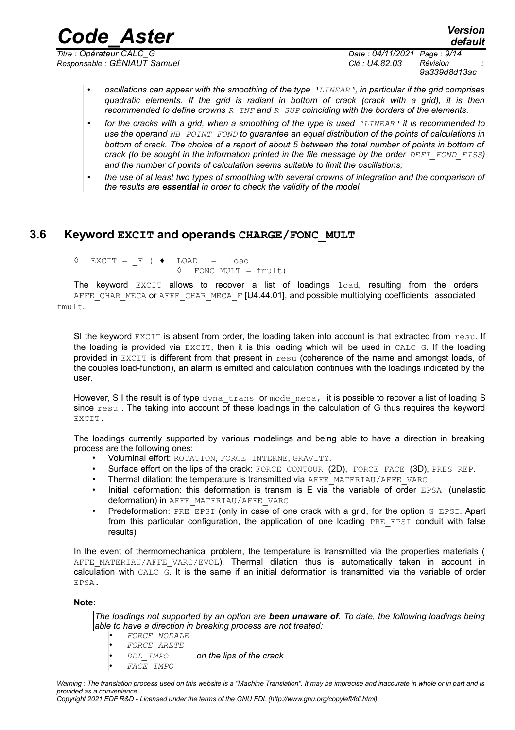- *oscillations can appear with the smoothing of the type* '*LINEAR*', *in particular if the grid comprises quadratic elements. If the grid is radiant in bottom of crack (crack with a grid), it is then recommended to define crowns* *R_INF* *and* *R_SUP* *coinciding with the borders of the elements.*
- *for the cracks with a grid, when a smoothing of the type is used* '*LINEAR*' *it is recommended to use the operand* *NB_POINT_FOND* *to guarantee an equal distribution of the points of calculations in bottom of crack. The choice of a report of about 5 between the total number of points in bottom of crack (to be sought in the information printed in the file message by the order* *DEFI_FOND_FISS*) *and the number of points of calculation seems suitable to limit the oscillations;*
- *the use of at least two types of smoothing with several crowns of integration and the comparison of the results are* ***essential*** *in order to check the validity of the model.*

## 3.6 Keyword EXCIT and operands CHARGE/FONC_MULT

```
◊  EXCIT = _F ( ♦  LOAD   =  load
                ◊  FONC_MULT = fmult)
```

The keyword EXCIT allows to recover a list of loadings load, resulting from the orders AFFE_CHAR_MECA or AFFE_CHAR_MECA_F [U4.44.01], and possible multiplying coefficients associated fmult.

SI the keyword EXCIT is absent from order, the loading taken into account is that extracted from resu. If the loading is provided via EXCIT, then it is this loading which will be used in CALC_G. If the loading provided in EXCIT is different from that present in resu (coherence of the name and amongst loads, of the couples load-function), an alarm is emitted and calculation continues with the loadings indicated by the user.

However, S I the result is of type dyna_trans or mode_meca, it is possible to recover a list of loading S since resu . The taking into account of these loadings in the calculation of G thus requires the keyword EXCIT.

The loadings currently supported by various modelings and being able to have a direction in breaking process are the following ones:

- Voluminal effort: ROTATION, FORCE_INTERNE, GRAVITY.
- Surface effort on the lips of the crack: FORCE_CONTOUR (2D), FORCE_FACE (3D), PRES_REP.
- Thermal dilation: the temperature is transmitted via AFFE_MATERIAU/AFFE_VARC
- Initial deformation: this deformation is transm is E via the variable of order EPSA (unelastic deformation) in AFFE_MATERIAU/AFFE_VARC
- Predeformation: PRE_EPSI (only in case of one crack with a grid, for the option G_EPSI. Apart from this particular configuration, the application of one loading PRE_EPSI conduit with false results)

In the event of thermomechanical problem, the temperature is transmitted via the properties materials ( AFFE_MATERIAU/AFFE_VARC/EVOL). Thermal dilation thus is automatically taken in account in calculation with CALC_G. It is the same if an initial deformation is transmitted via the variable of order EPSA.

**Note:**

*The loadings not supported by an option are* ***been unaware of****. To date, the following loadings being able to have a direction in breaking process are not treated:*

- *FORCE_NODALE*
- *FORCE_ARETE*
- *DDL_IMPO* *on the lips of the crack*
- *FACE_IMPO*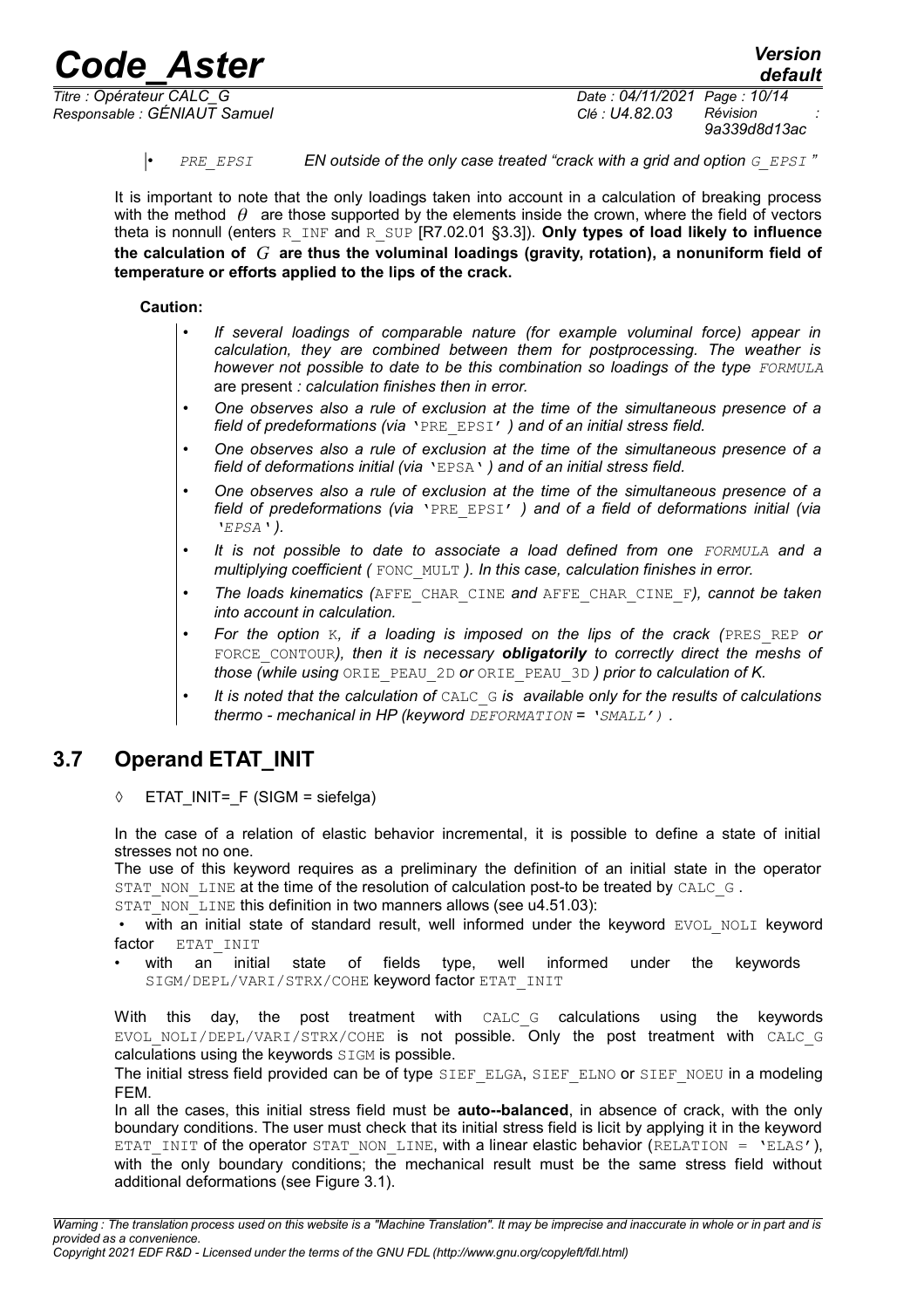• *PRE_EPSI EN outside of the only case treated "crack with a grid and option G_EPSI "*

It is important to note that the only loadings taken into account in a calculation of breaking process with the method $\theta$ are those supported by the elements inside the crown, where the field of vectors theta is nonnull (enters R_INF and R_SUP [R7.02.01 §3.3]). **Only types of load likely to influence the calculation of $G$ are thus the voluminal loadings (gravity, rotation), a nonuniform field of temperature or efforts applied to the lips of the crack.**

**Caution:**

- *If several loadings of comparable nature (for example voluminal force) appear in calculation, they are combined between them for postprocessing. The weather is however not possible to date to be this combination so loadings of the type FORMULA* are present *: calculation finishes then in error.*
- *One observes also a rule of exclusion at the time of the simultaneous presence of a field of predeformations (via* 'PRE_EPSI' *) and of an initial stress field.*
- *One observes also a rule of exclusion at the time of the simultaneous presence of a field of deformations initial (via* 'EPSA' *) and of an initial stress field.*
- *One observes also a rule of exclusion at the time of the simultaneous presence of a field of predeformations (via* 'PRE_EPSI' *) and of a field of deformations initial (via 'EPSA').*
- *It is not possible to date to associate a load defined from one FORMULA and a multiplying coefficient (* FONC_MULT *). In this case, calculation finishes in error.*
- *The loads kinematics (*AFFE_CHAR_CINE *and* AFFE_CHAR_CINE_F*), cannot be taken into account in calculation.*
- *For the option* K*, if a loading is imposed on the lips of the crack (*PRES_REP *or* FORCE_CONTOUR*), then it is necessary **obligatorily** to correctly direct the meshs of those (while using* ORIE_PEAU_2D *or* ORIE_PEAU_3D *) prior to calculation of K.*
- *It is noted that the calculation of* CALC_G *is available only for the results of calculations thermo - mechanical in HP (keyword DEFORMATION = 'SMALL') .*

## 3.7 Operand ETAT_INIT

◊ ETAT_INIT=_F (SIGM = siefelga)

In the case of a relation of elastic behavior incremental, it is possible to define a state of initial stresses not no one.

The use of this keyword requires as a preliminary the definition of an initial state in the operator STAT_NON_LINE at the time of the resolution of calculation post-to be treated by CALC_G .

STAT_NON_LINE this definition in two manners allows (see u4.51.03):

- with an initial state of standard result, well informed under the keyword EVOL_NOLI keyword factor ETAT_INIT
- with an initial state of fields type, well informed under the keywords SIGM/DEPL/VARI/STRX/COHE keyword factor ETAT_INIT

With this day, the post treatment with CALC_G calculations using the keywords EVOL_NOLI/DEPL/VARI/STRX/COHE is not possible. Only the post treatment with CALC_G calculations using the keywords SIGM is possible.

The initial stress field provided can be of type SIEF_ELGA, SIEF_ELNO or SIEF_NOEU in a modeling FEM.

In all the cases, this initial stress field must be **auto--balanced**, in absence of crack, with the only boundary conditions. The user must check that its initial stress field is licit by applying it in the keyword ETAT_INIT of the operator STAT_NON_LINE, with a linear elastic behavior (RELATION = 'ELAS'), with the only boundary conditions; the mechanical result must be the same stress field without additional deformations (see Figure 3.1).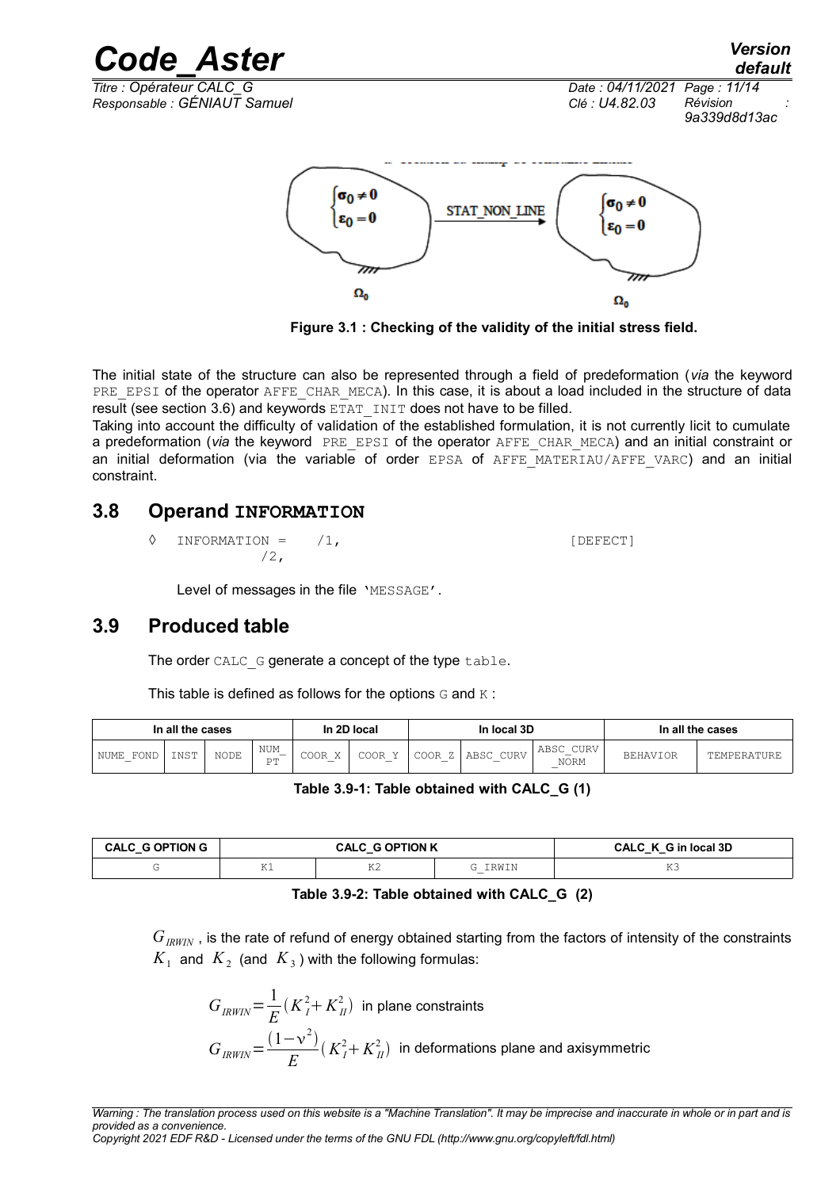Figure 3.1 : Checking of the validity of the initial stress field.

The initial state of the structure can also be represented through a field of predeformation (*via* the keyword `PRE_EPSI` of the operator `AFFE_CHAR_MECA`). In this case, it is about a load included in the structure of data result (see section 3.6) and keywords `ETAT_INIT` does not have to be filled.

Taking into account the difficulty of validation of the established formulation, it is not currently licit to cumulate a predeformation (*via* the keyword `PRE_EPSI` of the operator `AFFE_CHAR_MECA`) and an initial constraint or an initial deformation (via the variable of order `EPSA` of `AFFE_MATERIAU/AFFE_VARC`) and an initial constraint.

## 3.8 Operand INFORMATION

```
◊  INFORMATION =    /1,                              [DEFECT]
                    /2,
```

Level of messages in the file `'MESSAGE'`.

## 3.9 Produced table

The order `CALC_G` generate a concept of the type `table`.

This table is defined as follows for the options `G` and `K` :

| In all the cases | | | | In 2D local | | In local 3D | | | In all the cases | |
|---|---|---|---|---|---|---|---|---|---|---|
| NUME_FOND | INST | NODE | NUM_PT | COOR_X | COOR_Y | COOR_Z | ABSC_CURV | ABSC_CURV_NORM | BEHAVIOR | TEMPERATURE |

**Table 3.9-1: Table obtained with CALC_G (1)**

| CALC_G OPTION G | CALC_G OPTION K | | | CALC_K_G in local 3D |
|---|---|---|---|---|
| G | K1 | K2 | G_IRWIN | K3 |

**Table 3.9-2: Table obtained with CALC_G (2)**

$G_{IRWIN}$ , is the rate of refund of energy obtained starting from the factors of intensity of the constraints $K_1$ and $K_2$ (and $K_3$ ) with the following formulas:

$$G_{IRWIN} = \frac{1}{E}\left(K_I^2 + K_{II}^2\right) \text{ in plane constraints}$$

$$G_{IRWIN} = \frac{(1-\nu^2)}{E}\left(K_I^2 + K_{II}^2\right) \text{ in deformations plane and axisymmetric}$$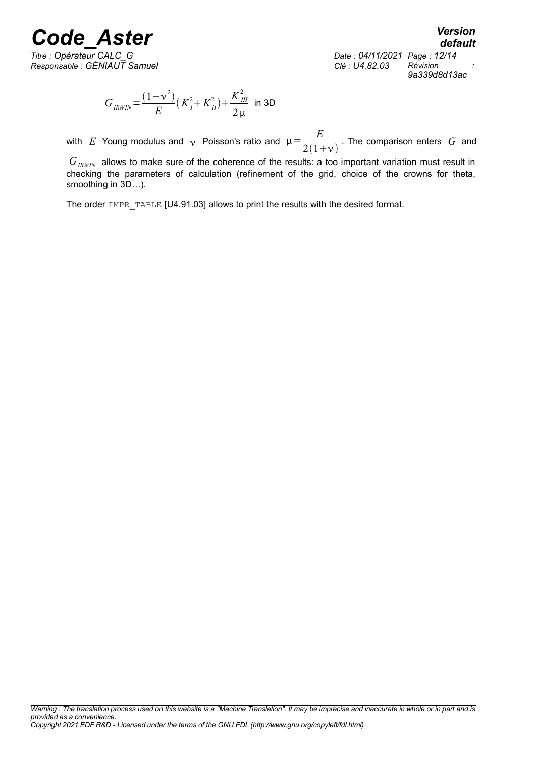$$G_{IRWIN} = \frac{(1-\nu^2)}{E}(K_I^2 + K_{II}^2) + \frac{K_{III}^2}{2\mu} \text{ in 3D}$$

with $E$ Young modulus and $\nu$ Poisson's ratio and $\mu = \frac{E}{2(1+\nu)}$. The comparison enters $G$ and $G_{IRWIN}$ allows to make sure of the coherence of the results: a too important variation must result in checking the parameters of calculation (refinement of the grid, choice of the crowns for theta, smoothing in 3D…).

The order IMPR_TABLE [U4.91.03] allows to print the results with the desired format.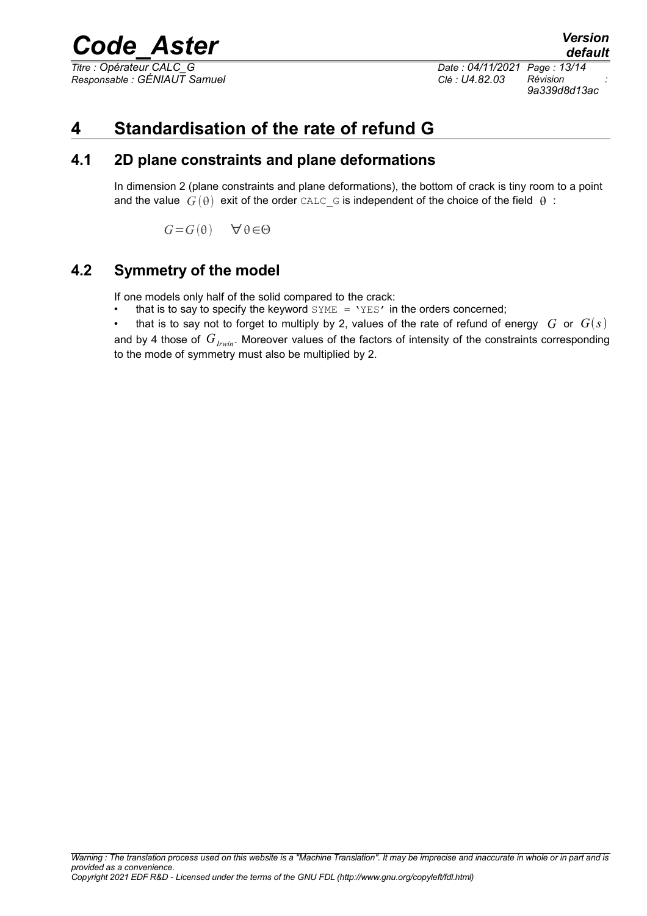# 4 Standardisation of the rate of refund G

## 4.1 2D plane constraints and plane deformations

In dimension 2 (plane constraints and plane deformations), the bottom of crack is tiny room to a point and the value $G(\theta)$ exit of the order CALC_G is independent of the choice of the field $\theta$ :

$$G = G(\theta) \quad \forall \theta \in \Theta$$

## 4.2 Symmetry of the model

If one models only half of the solid compared to the crack:

- that is to say to specify the keyword SYME = 'YES' in the orders concerned;
- that is to say not to forget to multiply by 2, values of the rate of refund of energy $G$ or $G(s)$ and by 4 those of $G_{Irwin}$. Moreover values of the factors of intensity of the constraints corresponding to the mode of symmetry must also be multiplied by 2.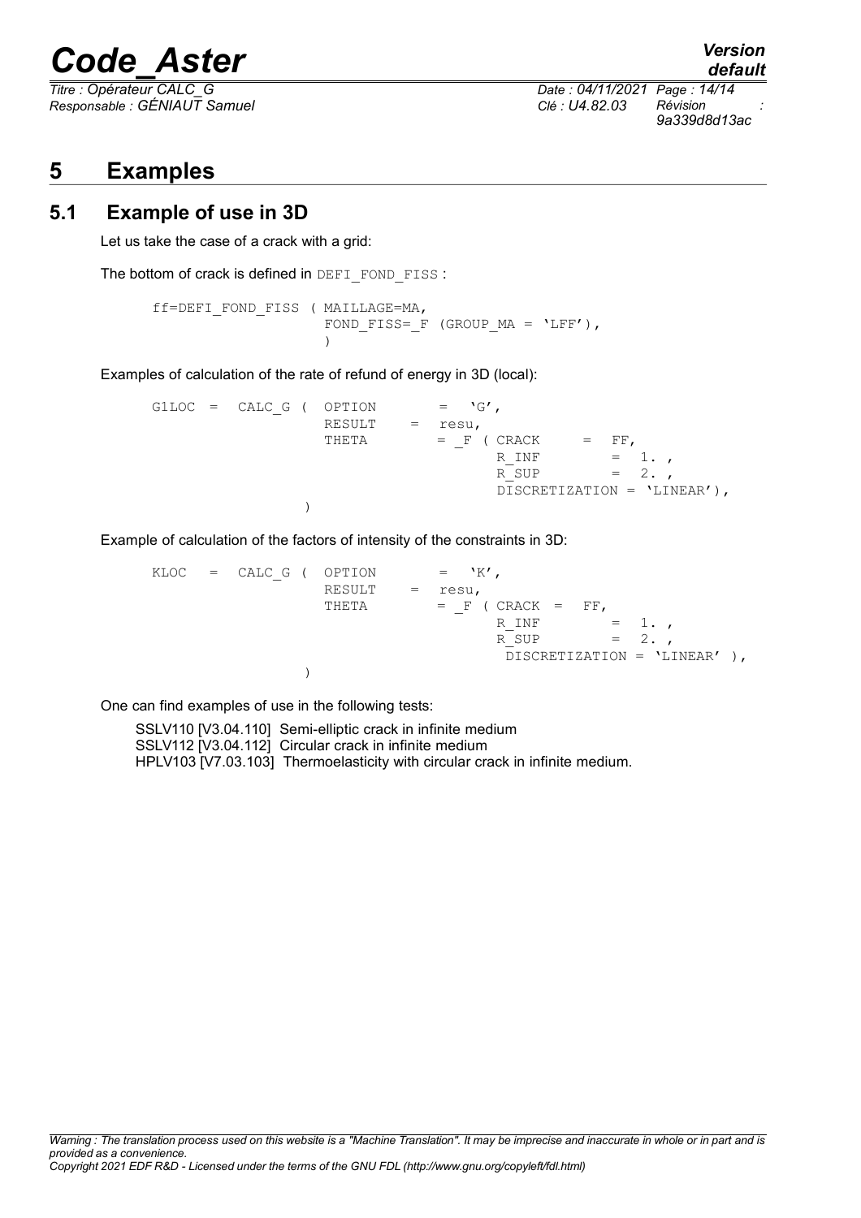# 5 Examples

## 5.1 Example of use in 3D

Let us take the case of a crack with a grid:

The bottom of crack is defined in DEFI_FOND_FISS :

```
ff=DEFI_FOND_FISS ( MAILLAGE=MA,
                    FOND_FISS=_F (GROUP_MA = 'LFF'),
                    )
```

Examples of calculation of the rate of refund of energy in 3D (local):

```
G1LOC  =  CALC_G (  OPTION        =  'G',
                    RESULT    =  resu,
                    THETA        = _F ( CRACK     =  FF,
                                        R_INF        =  1. ,
                                        R_SUP        =  2. ,
                                        DISCRETIZATION = 'LINEAR'),
                 )
```

Example of calculation of the factors of intensity of the constraints in 3D:

```
KLOC   =  CALC_G (  OPTION        =  'K',
                    RESULT    =  resu,
                    THETA        = _F ( CRACK  =  FF,
                                        R_INF        =  1. ,
                                        R_SUP        =  2. ,
                                         DISCRETIZATION = 'LINEAR' ),
                 )
```

One can find examples of use in the following tests:

SSLV110 [V3.04.110] Semi-elliptic crack in infinite medium
SSLV112 [V3.04.112] Circular crack in infinite medium
HPLV103 [V7.03.103] Thermoelasticity with circular crack in infinite medium.